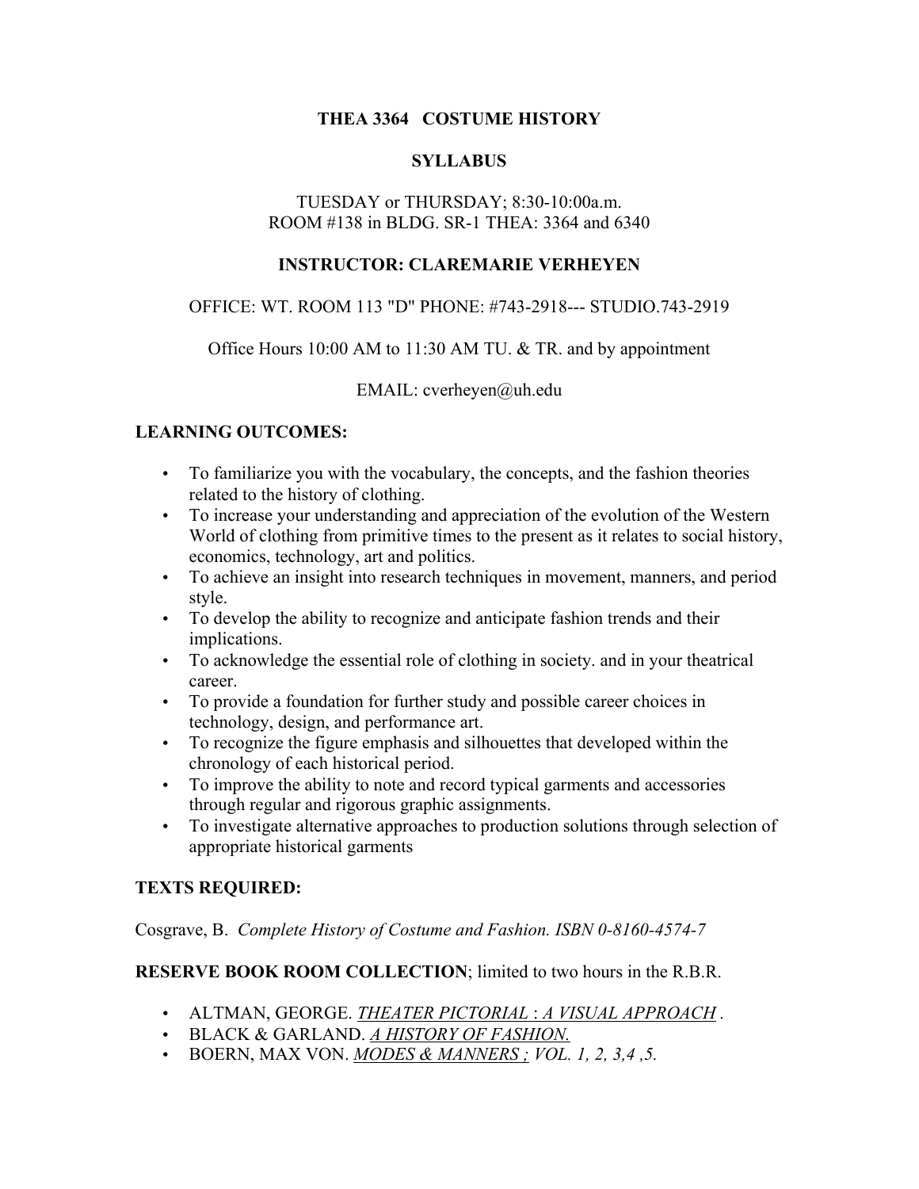# THEA 3364 COSTUME HISTORY

## SYLLABUS

TUESDAY or THURSDAY; 8:30-10:00a.m.
ROOM #138 in BLDG. SR-1 THEA: 3364 and 6340

**INSTRUCTOR: CLAREMARIE VERHEYEN**

OFFICE: WT. ROOM 113 "D" PHONE: #743-2918--- STUDIO.743-2919

Office Hours 10:00 AM to 11:30 AM TU. & TR. and by appointment

EMAIL: cverheyen@uh.edu

## LEARNING OUTCOMES:

- To familiarize you with the vocabulary, the concepts, and the fashion theories related to the history of clothing.
- To increase your understanding and appreciation of the evolution of the Western World of clothing from primitive times to the present as it relates to social history, economics, technology, art and politics.
- To achieve an insight into research techniques in movement, manners, and period style.
- To develop the ability to recognize and anticipate fashion trends and their implications.
- To acknowledge the essential role of clothing in society. and in your theatrical career.
- To provide a foundation for further study and possible career choices in technology, design, and performance art.
- To recognize the figure emphasis and silhouettes that developed within the chronology of each historical period.
- To improve the ability to note and record typical garments and accessories through regular and rigorous graphic assignments.
- To investigate alternative approaches to production solutions through selection of appropriate historical garments

## TEXTS REQUIRED:

Cosgrave, B. *Complete History of Costume and Fashion. ISBN 0-8160-4574-7*

**RESERVE BOOK ROOM COLLECTION**; limited to two hours in the R.B.R.

- ALTMAN, GEORGE. *THEATER PICTORIAL : A VISUAL APPROACH .*
- BLACK & GARLAND. *A HISTORY OF FASHION.*
- BOERN, MAX VON. *MODES & MANNERS ; VOL. 1, 2, 3,4 ,5.*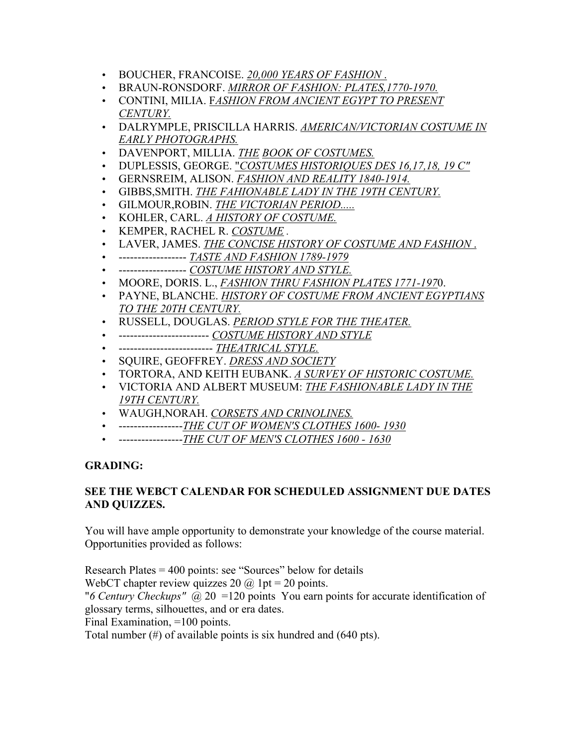- BOUCHER, FRANCOISE. *20,000 YEARS OF FASHION .*
- BRAUN-RONSDORF. *MIRROR OF FASHION: PLATES,1770-1970.*
- CONTINI, MILIA. *FASHION FROM ANCIENT EGYPT TO PRESENT CENTURY.*
- DALRYMPLE, PRISCILLA HARRIS. *AMERICAN/VICTORIAN COSTUME IN EARLY PHOTOGRAPHS.*
- DAVENPORT, MILLIA. *THE BOOK OF COSTUMES.*
- DUPLESSIS, GEORGE. *"COSTUMES HISTORIQUES DES 16,17,18, 19 C"*
- GERNSREIM, ALISON. *FASHION AND REALITY 1840-1914.*
- GIBBS,SMITH. *THE FAHIONABLE LADY IN THE 19TH CENTURY.*
- GILMOUR,ROBIN. *THE VICTORIAN PERIOD.....*
- KOHLER, CARL. *A HISTORY OF COSTUME.*
- KEMPER, RACHEL R. *COSTUME .*
- LAVER, JAMES. *THE CONCISE HISTORY OF COSTUME AND FASHION .*
- ------------------ *TASTE AND FASHION 1789-1979*
- ------------------ *COSTUME HISTORY AND STYLE.*
- MOORE, DORIS. L., *FASHION THRU FASHION PLATES 1771-1970.*
- PAYNE, BLANCHE. *HISTORY OF COSTUME FROM ANCIENT EGYPTIANS TO THE 20TH CENTURY.*
- RUSSELL, DOUGLAS. *PERIOD STYLE FOR THE THEATER.*
- ------------------------ *COSTUME HISTORY AND STYLE*
- ------------------------- *THEATRICAL STYLE.*
- SQUIRE, GEOFFREY. *DRESS AND SOCIETY*
- TORTORA, AND KEITH EUBANK. *A SURVEY OF HISTORIC COSTUME.*
- VICTORIA AND ALBERT MUSEUM: *THE FASHIONABLE LADY IN THE 19TH CENTURY.*
- WAUGH,NORAH. *CORSETS AND CRINOLINES.*
- -----------------*THE CUT OF WOMEN'S CLOTHES 1600- 1930*
- -----------------*THE CUT OF MEN'S CLOTHES 1600 - 1630*

**GRADING:**

**SEE THE WEBCT CALENDAR FOR SCHEDULED ASSIGNMENT DUE DATES AND QUIZZES.**

You will have ample opportunity to demonstrate your knowledge of the course material. Opportunities provided as follows:

Research Plates = 400 points: see "Sources" below for details
WebCT chapter review quizzes 20 @ 1pt = 20 points.
"*6 Century Checkups"* @ 20 =120 points You earn points for accurate identification of glossary terms, silhouettes, and or era dates.
Final Examination, =100 points.
Total number (#) of available points is six hundred and (640 pts).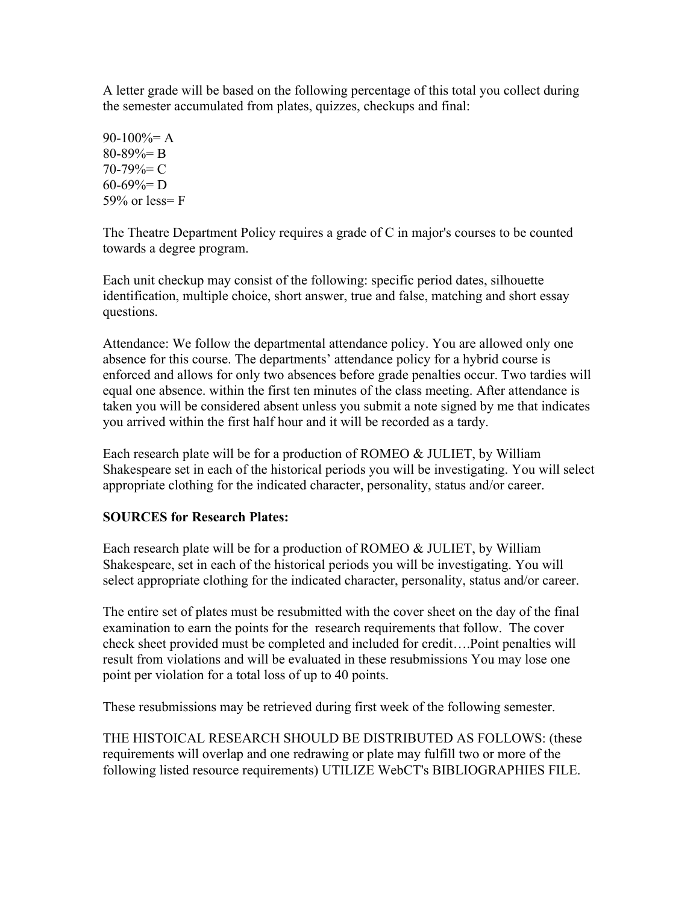A letter grade will be based on the following percentage of this total you collect during the semester accumulated from plates, quizzes, checkups and final:

90-100%= A
80-89%= B
70-79%= C
60-69%= D
59% or less= F

The Theatre Department Policy requires a grade of C in major's courses to be counted towards a degree program.

Each unit checkup may consist of the following: specific period dates, silhouette identification, multiple choice, short answer, true and false, matching and short essay questions.

Attendance: We follow the departmental attendance policy. You are allowed only one absence for this course. The departments' attendance policy for a hybrid course is enforced and allows for only two absences before grade penalties occur. Two tardies will equal one absence. within the first ten minutes of the class meeting. After attendance is taken you will be considered absent unless you submit a note signed by me that indicates you arrived within the first half hour and it will be recorded as a tardy.

Each research plate will be for a production of ROMEO & JULIET, by William Shakespeare set in each of the historical periods you will be investigating. You will select appropriate clothing for the indicated character, personality, status and/or career.

**SOURCES for Research Plates:**

Each research plate will be for a production of ROMEO & JULIET, by William Shakespeare, set in each of the historical periods you will be investigating. You will select appropriate clothing for the indicated character, personality, status and/or career.

The entire set of plates must be resubmitted with the cover sheet on the day of the final examination to earn the points for the research requirements that follow. The cover check sheet provided must be completed and included for credit….Point penalties will result from violations and will be evaluated in these resubmissions You may lose one point per violation for a total loss of up to 40 points.

These resubmissions may be retrieved during first week of the following semester.

THE HISTOICAL RESEARCH SHOULD BE DISTRIBUTED AS FOLLOWS: (these requirements will overlap and one redrawing or plate may fulfill two or more of the following listed resource requirements) UTILIZE WebCT's BIBLIOGRAPHIES FILE.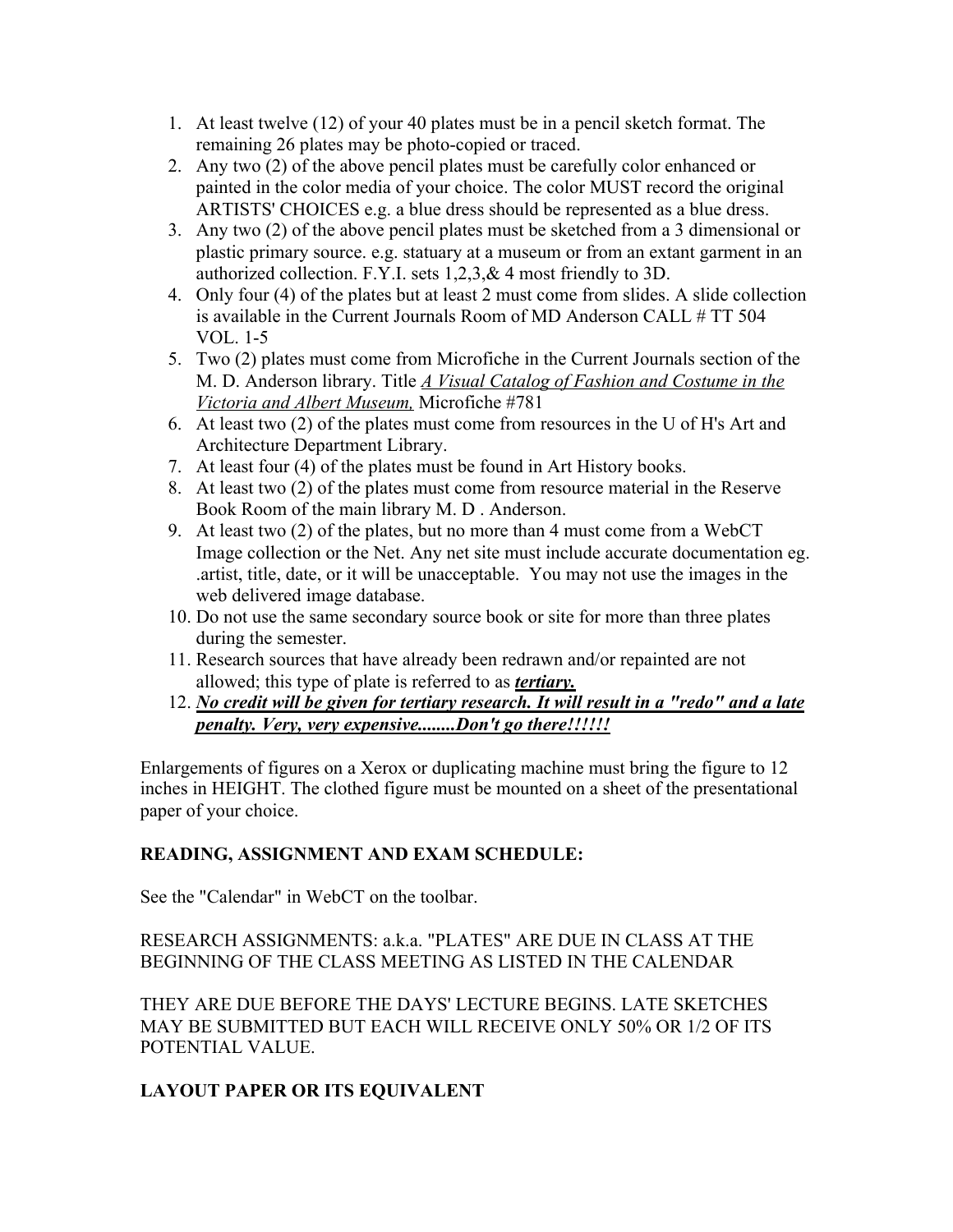1. At least twelve (12) of your 40 plates must be in a pencil sketch format. The remaining 26 plates may be photo-copied or traced.
2. Any two (2) of the above pencil plates must be carefully color enhanced or painted in the color media of your choice. The color MUST record the original ARTISTS' CHOICES e.g. a blue dress should be represented as a blue dress.
3. Any two (2) of the above pencil plates must be sketched from a 3 dimensional or plastic primary source. e.g. statuary at a museum or from an extant garment in an authorized collection. F.Y.I. sets 1,2,3,& 4 most friendly to 3D.
4. Only four (4) of the plates but at least 2 must come from slides. A slide collection is available in the Current Journals Room of MD Anderson CALL # TT 504 VOL. 1-5
5. Two (2) plates must come from Microfiche in the Current Journals section of the M. D. Anderson library. Title *A Visual Catalog of Fashion and Costume in the Victoria and Albert Museum,* Microfiche #781
6. At least two (2) of the plates must come from resources in the U of H's Art and Architecture Department Library.
7. At least four (4) of the plates must be found in Art History books.
8. At least two (2) of the plates must come from resource material in the Reserve Book Room of the main library M. D . Anderson.
9. At least two (2) of the plates, but no more than 4 must come from a WebCT Image collection or the Net. Any net site must include accurate documentation eg. .artist, title, date, or it will be unacceptable. You may not use the images in the web delivered image database.
10. Do not use the same secondary source book or site for more than three plates during the semester.
11. Research sources that have already been redrawn and/or repainted are not allowed; this type of plate is referred to as ***tertiary.***
12. ***No credit will be given for tertiary research. It will result in a "redo" and a late penalty. Very, very expensive........Don't go there!!!!!!***

Enlargements of figures on a Xerox or duplicating machine must bring the figure to 12 inches in HEIGHT. The clothed figure must be mounted on a sheet of the presentational paper of your choice.

**READING, ASSIGNMENT AND EXAM SCHEDULE:**

See the "Calendar" in WebCT on the toolbar.

RESEARCH ASSIGNMENTS: a.k.a. "PLATES" ARE DUE IN CLASS AT THE BEGINNING OF THE CLASS MEETING AS LISTED IN THE CALENDAR

THEY ARE DUE BEFORE THE DAYS' LECTURE BEGINS. LATE SKETCHES MAY BE SUBMITTED BUT EACH WILL RECEIVE ONLY 50% OR 1/2 OF ITS POTENTIAL VALUE.

**LAYOUT PAPER OR ITS EQUIVALENT**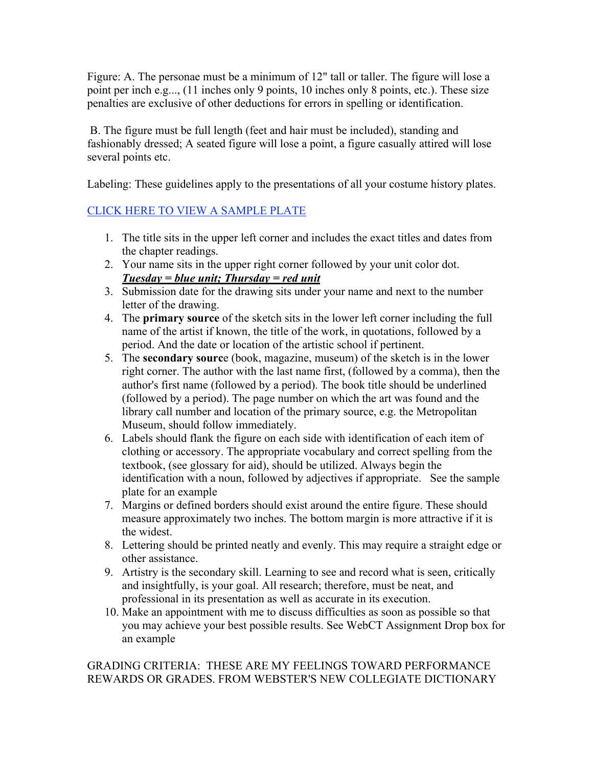Figure: A. The personae must be a minimum of 12" tall or taller. The figure will lose a point per inch e.g..., (11 inches only 9 points, 10 inches only 8 points, etc.). These size penalties are exclusive of other deductions for errors in spelling or identification.

B. The figure must be full length (feet and hair must be included), standing and fashionably dressed; A seated figure will lose a point, a figure casually attired will lose several points etc.

Labeling: These guidelines apply to the presentations of all your costume history plates.

[CLICK HERE TO VIEW A SAMPLE PLATE]

1. The title sits in the upper left corner and includes the exact titles and dates from the chapter readings.
2. Your name sits in the upper right corner followed by your unit color dot. ***Tuesday = blue unit; Thursday = red unit***
3. Submission date for the drawing sits under your name and next to the number letter of the drawing.
4. The **primary source** of the sketch sits in the lower left corner including the full name of the artist if known, the title of the work, in quotations, followed by a period. And the date or location of the artistic school if pertinent.
5. The **secondary source** (book, magazine, museum) of the sketch is in the lower right corner. The author with the last name first, (followed by a comma), then the author's first name (followed by a period). The book title should be underlined (followed by a period). The page number on which the art was found and the library call number and location of the primary source, e.g. the Metropolitan Museum, should follow immediately.
6. Labels should flank the figure on each side with identification of each item of clothing or accessory. The appropriate vocabulary and correct spelling from the textbook, (see glossary for aid), should be utilized. Always begin the identification with a noun, followed by adjectives if appropriate. See the sample plate for an example
7. Margins or defined borders should exist around the entire figure. These should measure approximately two inches. The bottom margin is more attractive if it is the widest.
8. Lettering should be printed neatly and evenly. This may require a straight edge or other assistance.
9. Artistry is the secondary skill. Learning to see and record what is seen, critically and insightfully, is your goal. All research; therefore, must be neat, and professional in its presentation as well as accurate in its execution.
10. Make an appointment with me to discuss difficulties as soon as possible so that you may achieve your best possible results. See WebCT Assignment Drop box for an example

GRADING CRITERIA: THESE ARE MY FEELINGS TOWARD PERFORMANCE REWARDS OR GRADES. FROM WEBSTER'S NEW COLLEGIATE DICTIONARY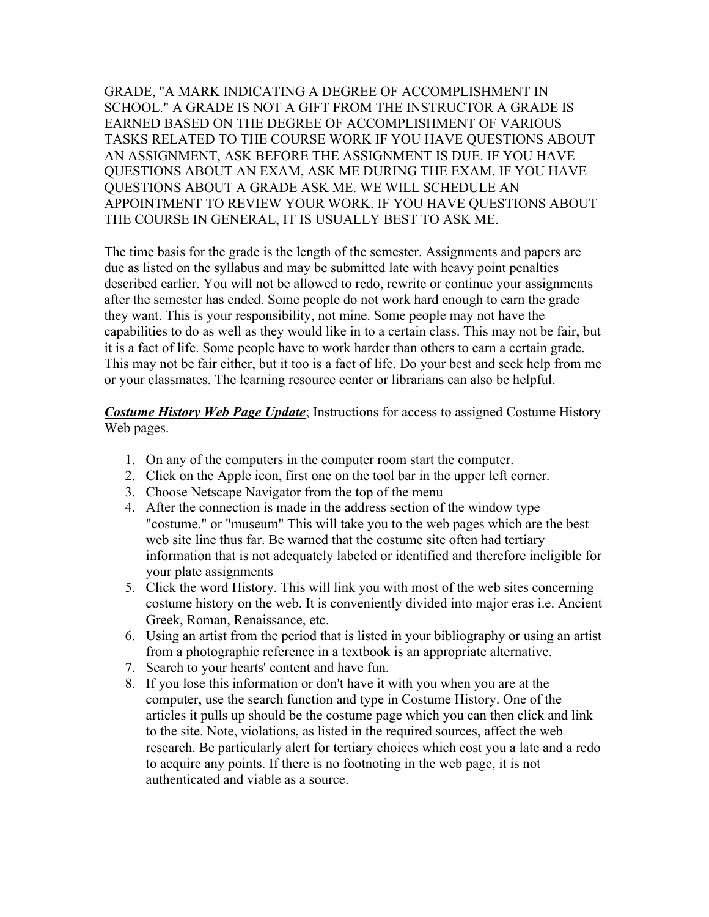GRADE, "A MARK INDICATING A DEGREE OF ACCOMPLISHMENT IN SCHOOL." A GRADE IS NOT A GIFT FROM THE INSTRUCTOR A GRADE IS EARNED BASED ON THE DEGREE OF ACCOMPLISHMENT OF VARIOUS TASKS RELATED TO THE COURSE WORK IF YOU HAVE QUESTIONS ABOUT AN ASSIGNMENT, ASK BEFORE THE ASSIGNMENT IS DUE. IF YOU HAVE QUESTIONS ABOUT AN EXAM, ASK ME DURING THE EXAM. IF YOU HAVE QUESTIONS ABOUT A GRADE ASK ME. WE WILL SCHEDULE AN APPOINTMENT TO REVIEW YOUR WORK. IF YOU HAVE QUESTIONS ABOUT THE COURSE IN GENERAL, IT IS USUALLY BEST TO ASK ME.

The time basis for the grade is the length of the semester. Assignments and papers are due as listed on the syllabus and may be submitted late with heavy point penalties described earlier. You will not be allowed to redo, rewrite or continue your assignments after the semester has ended. Some people do not work hard enough to earn the grade they want. This is your responsibility, not mine. Some people may not have the capabilities to do as well as they would like in to a certain class. This may not be fair, but it is a fact of life. Some people have to work harder than others to earn a certain grade. This may not be fair either, but it too is a fact of life. Do your best and seek help from me or your classmates. The learning resource center or librarians can also be helpful.

***Costume History Web Page Update***; Instructions for access to assigned Costume History Web pages.

1. On any of the computers in the computer room start the computer.
2. Click on the Apple icon, first one on the tool bar in the upper left corner.
3. Choose Netscape Navigator from the top of the menu
4. After the connection is made in the address section of the window type "costume." or "museum" This will take you to the web pages which are the best web site line thus far. Be warned that the costume site often had tertiary information that is not adequately labeled or identified and therefore ineligible for your plate assignments
5. Click the word History. This will link you with most of the web sites concerning costume history on the web. It is conveniently divided into major eras i.e. Ancient Greek, Roman, Renaissance, etc.
6. Using an artist from the period that is listed in your bibliography or using an artist from a photographic reference in a textbook is an appropriate alternative.
7. Search to your hearts' content and have fun.
8. If you lose this information or don't have it with you when you are at the computer, use the search function and type in Costume History. One of the articles it pulls up should be the costume page which you can then click and link to the site. Note, violations, as listed in the required sources, affect the web research. Be particularly alert for tertiary choices which cost you a late and a redo to acquire any points. If there is no footnoting in the web page, it is not authenticated and viable as a source.